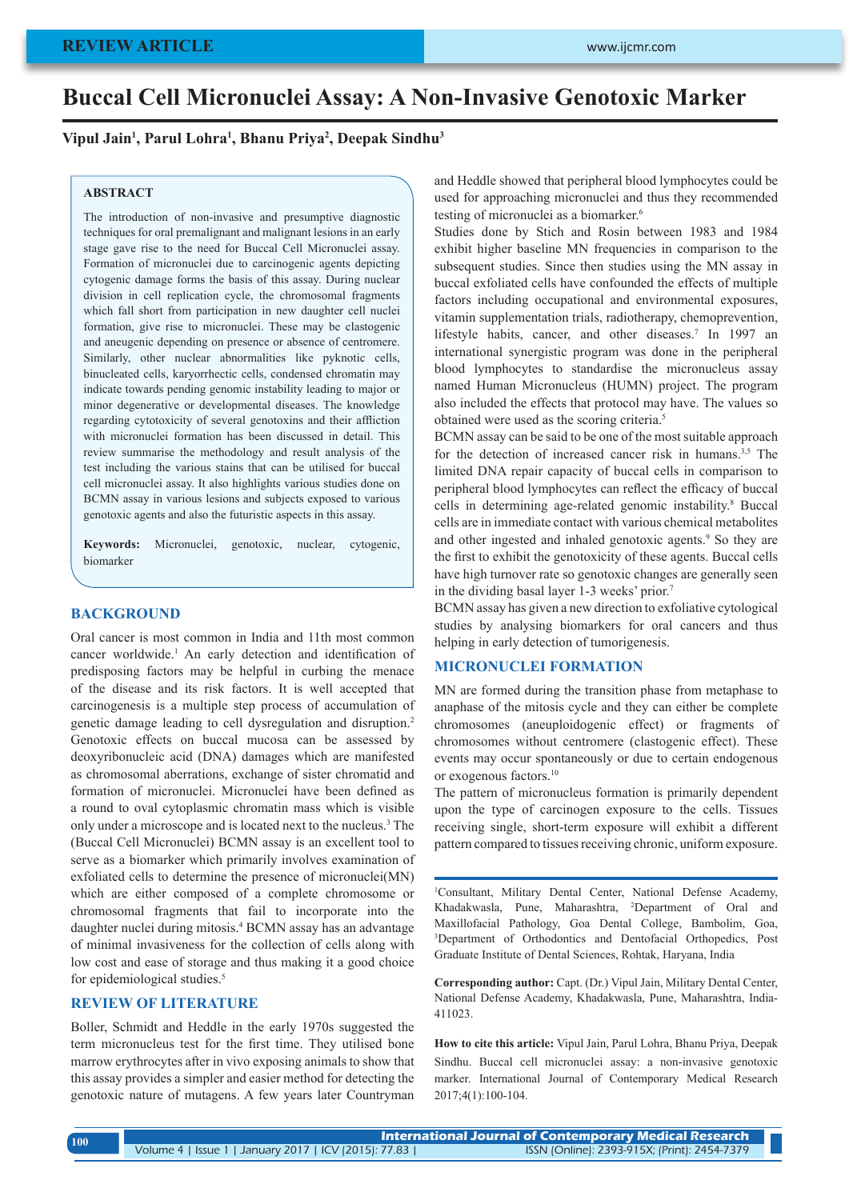REVIEW ARTICLE

# Buccal Cell Micronuclei Assay: A Non-Invasive Genotoxic Marker

**Vipul Jain[1], Parul Lohra[1], Bhanu Priya[2], Deepak Sindhu[3]**

## ABSTRACT

The introduction of non-invasive and presumptive diagnostic techniques for oral premalignant and malignant lesions in an early stage gave rise to the need for Buccal Cell Micronuclei assay. Formation of micronuclei due to carcinogenic agents depicting cytogenic damage forms the basis of this assay. During nuclear division in cell replication cycle, the chromosomal fragments which fall short from participation in new daughter cell nuclei formation, give rise to micronuclei. These may be clastogenic and aneugenic depending on presence or absence of centromere. Similarly, other nuclear abnormalities like pyknotic cells, binucleated cells, karyorrhectic cells, condensed chromatin may indicate towards pending genomic instability leading to major or minor degenerative or developmental diseases. The knowledge regarding cytotoxicity of several genotoxins and their affliction with micronuclei formation has been discussed in detail. This review summarise the methodology and result analysis of the test including the various stains that can be utilised for buccal cell micronuclei assay. It also highlights various studies done on BCMN assay in various lesions and subjects exposed to various genotoxic agents and also the futuristic aspects in this assay.

**Keywords:** Micronuclei, genotoxic, nuclear, cytogenic, biomarker

## BACKGROUND

Oral cancer is most common in India and 11th most common cancer worldwide.[1] An early detection and identification of predisposing factors may be helpful in curbing the menace of the disease and its risk factors. It is well accepted that carcinogenesis is a multiple step process of accumulation of genetic damage leading to cell dysregulation and disruption.[2] Genotoxic effects on buccal mucosa can be assessed by deoxyribonucleic acid (DNA) damages which are manifested as chromosomal aberrations, exchange of sister chromatid and formation of micronuclei. Micronuclei have been defined as a round to oval cytoplasmic chromatin mass which is visible only under a microscope and is located next to the nucleus.[3] The (Buccal Cell Micronuclei) BCMN assay is an excellent tool to serve as a biomarker which primarily involves examination of exfoliated cells to determine the presence of micronuclei(MN) which are either composed of a complete chromosome or chromosomal fragments that fail to incorporate into the daughter nuclei during mitosis.[4] BCMN assay has an advantage of minimal invasiveness for the collection of cells along with low cost and ease of storage and thus making it a good choice for epidemiological studies.[5]

## REVIEW OF LITERATURE

Boller, Schmidt and Heddle in the early 1970s suggested the term micronucleus test for the first time. They utilised bone marrow erythrocytes after in vivo exposing animals to show that this assay provides a simpler and easier method for detecting the genotoxic nature of mutagens. A few years later Countryman and Heddle showed that peripheral blood lymphocytes could be used for approaching micronuclei and thus they recommended testing of micronuclei as a biomarker.[6]

Studies done by Stich and Rosin between 1983 and 1984 exhibit higher baseline MN frequencies in comparison to the subsequent studies. Since then studies using the MN assay in buccal exfoliated cells have confounded the effects of multiple factors including occupational and environmental exposures, vitamin supplementation trials, radiotherapy, chemoprevention, lifestyle habits, cancer, and other diseases.[7] In 1997 an international synergistic program was done in the peripheral blood lymphocytes to standardise the micronucleus assay named Human Micronucleus (HUMN) project. The program also included the effects that protocol may have. The values so obtained were used as the scoring criteria.[5]

BCMN assay can be said to be one of the most suitable approach for the detection of increased cancer risk in humans.[3,5] The limited DNA repair capacity of buccal cells in comparison to peripheral blood lymphocytes can reflect the efficacy of buccal cells in determining age-related genomic instability.[8] Buccal cells are in immediate contact with various chemical metabolites and other ingested and inhaled genotoxic agents.[9] So they are the first to exhibit the genotoxicity of these agents. Buccal cells have high turnover rate so genotoxic changes are generally seen in the dividing basal layer 1-3 weeks' prior.[7]

BCMN assay has given a new direction to exfoliative cytological studies by analysing biomarkers for oral cancers and thus helping in early detection of tumorigenesis.

## MICRONUCLEI FORMATION

MN are formed during the transition phase from metaphase to anaphase of the mitosis cycle and they can either be complete chromosomes (aneuploidogenic effect) or fragments of chromosomes without centromere (clastogenic effect). These events may occur spontaneously or due to certain endogenous or exogenous factors.[10]

The pattern of micronucleus formation is primarily dependent upon the type of carcinogen exposure to the cells. Tissues receiving single, short-term exposure will exhibit a different pattern compared to tissues receiving chronic, uniform exposure.

---

[1]Consultant, Military Dental Center, National Defense Academy, Khadakwasla, Pune, Maharashtra, [2]Department of Oral and Maxillofacial Pathology, Goa Dental College, Bambolim, Goa, [3]Department of Orthodontics and Dentofacial Orthopedics, Post Graduate Institute of Dental Sciences, Rohtak, Haryana, India

**Corresponding author:** Capt. (Dr.) Vipul Jain, Military Dental Center, National Defense Academy, Khadakwasla, Pune, Maharashtra, India-411023.

**How to cite this article:** Vipul Jain, Parul Lohra, Bhanu Priya, Deepak Sindhu. Buccal cell micronuclei assay: a non-invasive genotoxic marker. International Journal of Contemporary Medical Research 2017;4(1):100-104.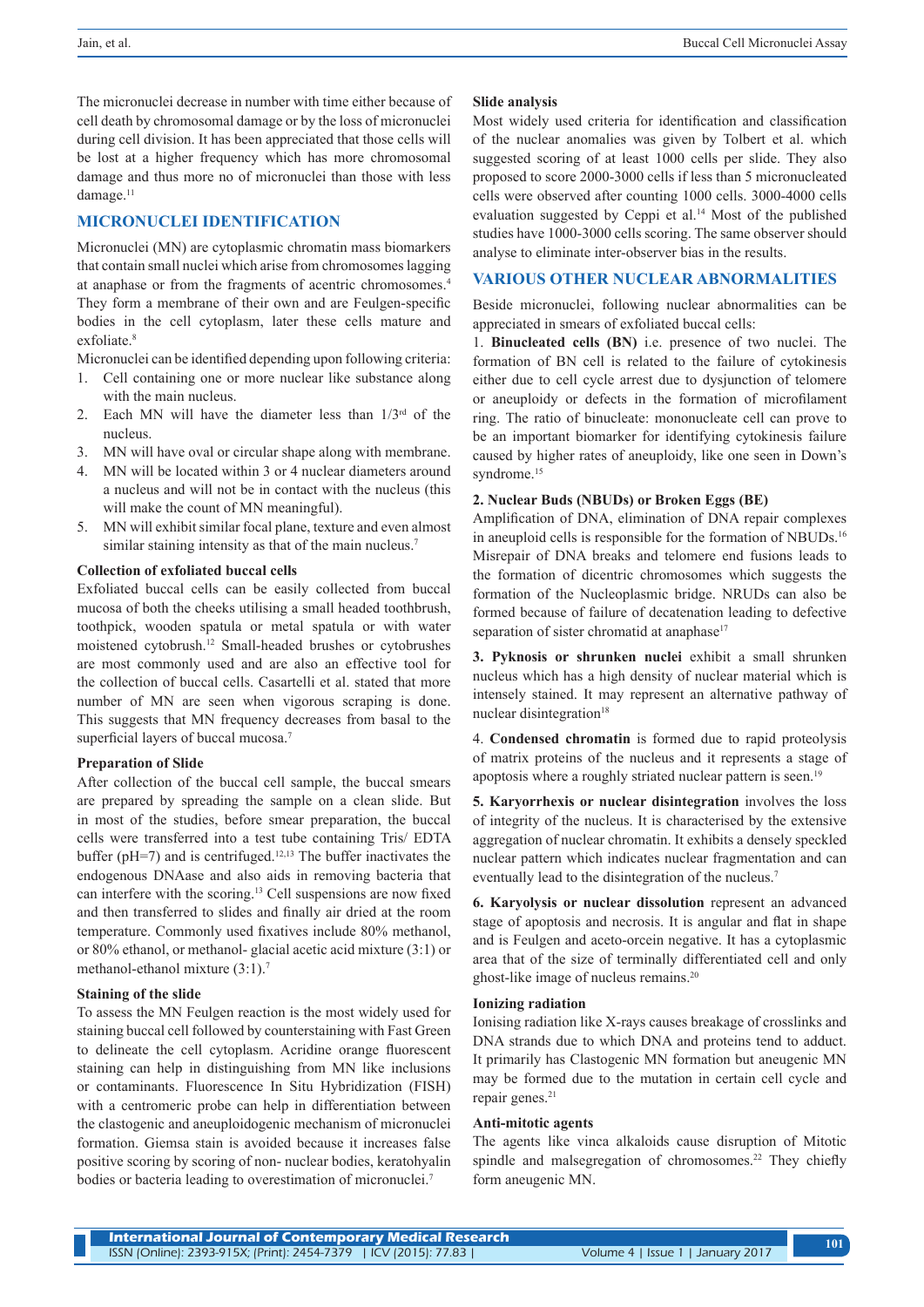The micronuclei decrease in number with time either because of cell death by chromosomal damage or by the loss of micronuclei during cell division. It has been appreciated that those cells will be lost at a higher frequency which has more chromosomal damage and thus more no of micronuclei than those with less damage.[11]

## MICRONUCLEI IDENTIFICATION

Micronuclei (MN) are cytoplasmic chromatin mass biomarkers that contain small nuclei which arise from chromosomes lagging at anaphase or from the fragments of acentric chromosomes.[4] They form a membrane of their own and are Feulgen-specific bodies in the cell cytoplasm, later these cells mature and exfoliate.[8]

Micronuclei can be identified depending upon following criteria:

1. Cell containing one or more nuclear like substance along with the main nucleus.
2. Each MN will have the diameter less than 1/3rd of the nucleus.
3. MN will have oval or circular shape along with membrane.
4. MN will be located within 3 or 4 nuclear diameters around a nucleus and will not be in contact with the nucleus (this will make the count of MN meaningful).
5. MN will exhibit similar focal plane, texture and even almost similar staining intensity as that of the main nucleus.[7]

### Collection of exfoliated buccal cells

Exfoliated buccal cells can be easily collected from buccal mucosa of both the cheeks utilising a small headed toothbrush, toothpick, wooden spatula or metal spatula or with water moistened cytobrush.[12] Small-headed brushes or cytobrushes are most commonly used and are also an effective tool for the collection of buccal cells. Casartelli et al. stated that more number of MN are seen when vigorous scraping is done. This suggests that MN frequency decreases from basal to the superficial layers of buccal mucosa.[7]

### Preparation of Slide

After collection of the buccal cell sample, the buccal smears are prepared by spreading the sample on a clean slide. But in most of the studies, before smear preparation, the buccal cells were transferred into a test tube containing Tris/ EDTA buffer (pH=7) and is centrifuged.[12,13] The buffer inactivates the endogenous DNAase and also aids in removing bacteria that can interfere with the scoring.[13] Cell suspensions are now fixed and then transferred to slides and finally air dried at the room temperature. Commonly used fixatives include 80% methanol, or 80% ethanol, or methanol- glacial acetic acid mixture (3:1) or methanol-ethanol mixture (3:1).[7]

### Staining of the slide

To assess the MN Feulgen reaction is the most widely used for staining buccal cell followed by counterstaining with Fast Green to delineate the cell cytoplasm. Acridine orange fluorescent staining can help in distinguishing from MN like inclusions or contaminants. Fluorescence In Situ Hybridization (FISH) with a centromeric probe can help in differentiation between the clastogenic and aneuploidogenic mechanism of micronuclei formation. Giemsa stain is avoided because it increases false positive scoring by scoring of non- nuclear bodies, keratohyalin bodies or bacteria leading to overestimation of micronuclei.[7]

### Slide analysis

Most widely used criteria for identification and classification of the nuclear anomalies was given by Tolbert et al. which suggested scoring of at least 1000 cells per slide. They also proposed to score 2000-3000 cells if less than 5 micronucleated cells were observed after counting 1000 cells. 3000-4000 cells evaluation suggested by Ceppi et al.[14] Most of the published studies have 1000-3000 cells scoring. The same observer should analyse to eliminate inter-observer bias in the results.

## VARIOUS OTHER NUCLEAR ABNORMALITIES

Beside micronuclei, following nuclear abnormalities can be appreciated in smears of exfoliated buccal cells:

1. **Binucleated cells (BN)** i.e. presence of two nuclei. The formation of BN cell is related to the failure of cytokinesis either due to cell cycle arrest due to dysjunction of telomere or aneuploidy or defects in the formation of microfilament ring. The ratio of binucleate: mononucleate cell can prove to be an important biomarker for identifying cytokinesis failure caused by higher rates of aneuploidy, like one seen in Down's syndrome.[15]

**2. Nuclear Buds (NBUDs) or Broken Eggs (BE)**

Amplification of DNA, elimination of DNA repair complexes in aneuploid cells is responsible for the formation of NBUDs.[16] Misrepair of DNA breaks and telomere end fusions leads to the formation of dicentric chromosomes which suggests the formation of the Nucleoplasmic bridge. NRUDs can also be formed because of failure of decatenation leading to defective separation of sister chromatid at anaphase[17]

**3. Pyknosis or shrunken nuclei** exhibit a small shrunken nucleus which has a high density of nuclear material which is intensely stained. It may represent an alternative pathway of nuclear disintegration[18]

4. **Condensed chromatin** is formed due to rapid proteolysis of matrix proteins of the nucleus and it represents a stage of apoptosis where a roughly striated nuclear pattern is seen.[19]

**5. Karyorrhexis or nuclear disintegration** involves the loss of integrity of the nucleus. It is characterised by the extensive aggregation of nuclear chromatin. It exhibits a densely speckled nuclear pattern which indicates nuclear fragmentation and can eventually lead to the disintegration of the nucleus.[7]

**6. Karyolysis or nuclear dissolution** represent an advanced stage of apoptosis and necrosis. It is angular and flat in shape and is Feulgen and aceto-orcein negative. It has a cytoplasmic area that of the size of terminally differentiated cell and only ghost-like image of nucleus remains.[20]

### Ionizing radiation

Ionising radiation like X-rays causes breakage of crosslinks and DNA strands due to which DNA and proteins tend to adduct. It primarily has Clastogenic MN formation but aneugenic MN may be formed due to the mutation in certain cell cycle and repair genes.[21]

### Anti-mitotic agents

The agents like vinca alkaloids cause disruption of Mitotic spindle and malsegregation of chromosomes.[22] They chiefly form aneugenic MN.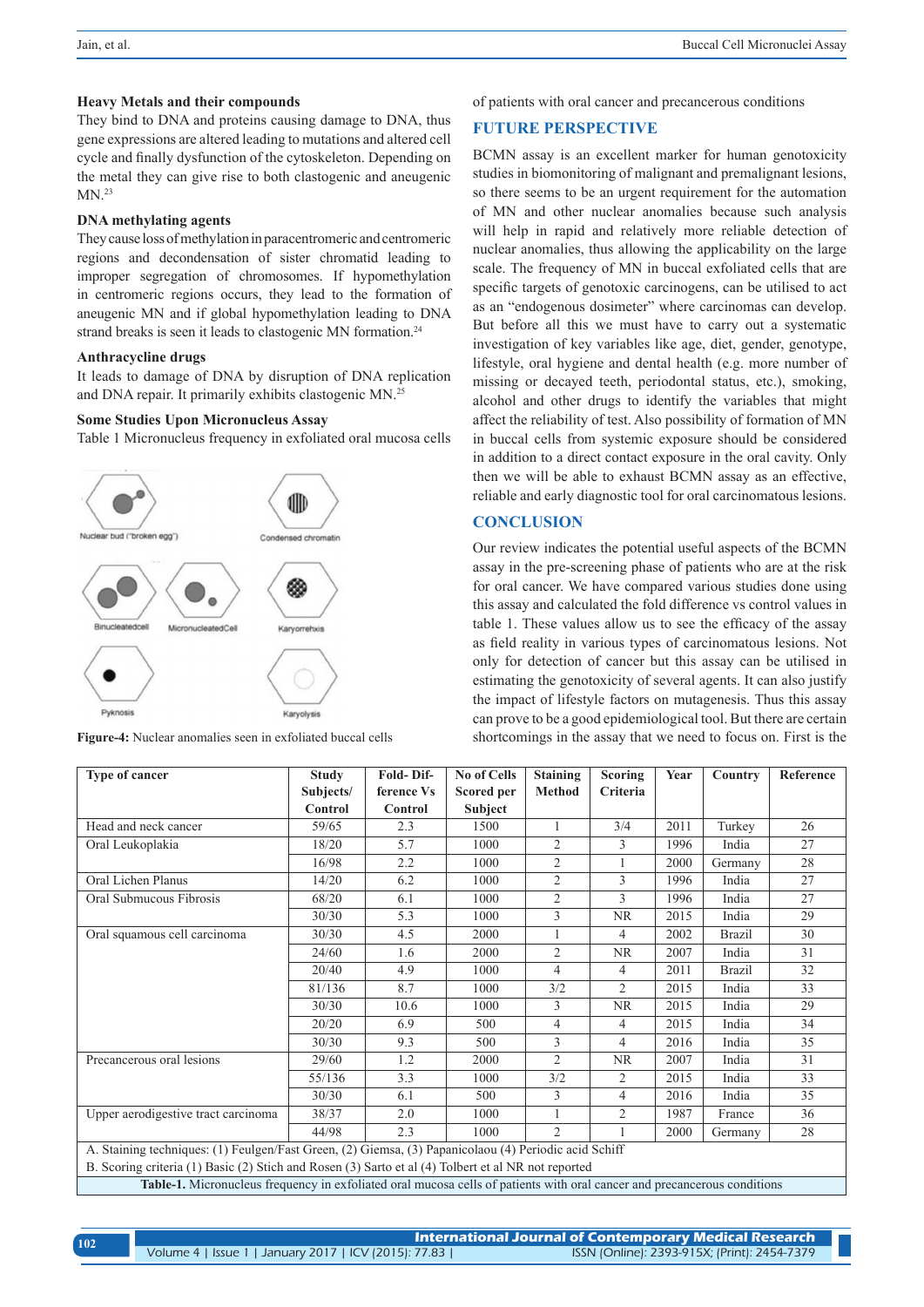### Heavy Metals and their compounds

They bind to DNA and proteins causing damage to DNA, thus gene expressions are altered leading to mutations and altered cell cycle and finally dysfunction of the cytoskeleton. Depending on the metal they can give rise to both clastogenic and aneugenic MN.[23]

### DNA methylating agents

They cause loss of methylation in paracentromeric and centromeric regions and decondensation of sister chromatid leading to improper segregation of chromosomes. If hypomethylation in centromeric regions occurs, they lead to the formation of aneugenic MN and if global hypomethylation leading to DNA strand breaks is seen it leads to clastogenic MN formation.[24]

### Anthracycline drugs

It leads to damage of DNA by disruption of DNA replication and DNA repair. It primarily exhibits clastogenic MN.[25]

### Some Studies Upon Micronucleus Assay

Table 1 Micronucleus frequency in exfoliated oral mucosa cells of patients with oral cancer and precancerous conditions

Nuclear bud ("broken egg")   Condensed chromatin

Binucleatedcell   MicronucleatedCell   Karyorrehxis

Pyknosis   Karyolysis

**Figure-4:** Nuclear anomalies seen in exfoliated buccal cells

## FUTURE PERSPECTIVE

BCMN assay is an excellent marker for human genotoxicity studies in biomonitoring of malignant and premalignant lesions, so there seems to be an urgent requirement for the automation of MN and other nuclear anomalies because such analysis will help in rapid and relatively more reliable detection of nuclear anomalies, thus allowing the applicability on the large scale. The frequency of MN in buccal exfoliated cells that are specific targets of genotoxic carcinogens, can be utilised to act as an "endogenous dosimeter" where carcinomas can develop. But before all this we must have to carry out a systematic investigation of key variables like age, diet, gender, genotype, lifestyle, oral hygiene and dental health (e.g. more number of missing or decayed teeth, periodontal status, etc.), smoking, alcohol and other drugs to identify the variables that might affect the reliability of test. Also possibility of formation of MN in buccal cells from systemic exposure should be considered in addition to a direct contact exposure in the oral cavity. Only then we will be able to exhaust BCMN assay as an effective, reliable and early diagnostic tool for oral carcinomatous lesions.

## CONCLUSION

Our review indicates the potential useful aspects of the BCMN assay in the pre-screening phase of patients who are at the risk for oral cancer. We have compared various studies done using this assay and calculated the fold difference vs control values in table 1. These values allow us to see the efficacy of the assay as field reality in various types of carcinomatous lesions. Not only for detection of cancer but this assay can be utilised in estimating the genotoxicity of several agents. It can also justify the impact of lifestyle factors on mutagenesis. Thus this assay can prove to be a good epidemiological tool. But there are certain shortcomings in the assay that we need to focus on. First is the

| Type of cancer | Study Subjects/ Control | Fold- Difference Vs Control | No of Cells Scored per Subject | Staining Method | Scoring Criteria | Year | Country | Reference |
|---|---|---|---|---|---|---|---|---|
| Head and neck cancer | 59/65 | 2.3 | 1500 | 1 | 3/4 | 2011 | Turkey | 26 |
| Oral Leukoplakia | 18/20 | 5.7 | 1000 | 2 | 3 | 1996 | India | 27 |
| | 16/98 | 2.2 | 1000 | 2 | 1 | 2000 | Germany | 28 |
| Oral Lichen Planus | 14/20 | 6.2 | 1000 | 2 | 3 | 1996 | India | 27 |
| Oral Submucous Fibrosis | 68/20 | 6.1 | 1000 | 2 | 3 | 1996 | India | 27 |
| | 30/30 | 5.3 | 1000 | 3 | NR | 2015 | India | 29 |
| Oral squamous cell carcinoma | 30/30 | 4.5 | 2000 | 1 | 4 | 2002 | Brazil | 30 |
| | 24/60 | 1.6 | 2000 | 2 | NR | 2007 | India | 31 |
| | 20/40 | 4.9 | 1000 | 4 | 4 | 2011 | Brazil | 32 |
| | 81/136 | 8.7 | 1000 | 3/2 | 2 | 2015 | India | 33 |
| | 30/30 | 10.6 | 1000 | 3 | NR | 2015 | India | 29 |
| | 20/20 | 6.9 | 500 | 4 | 4 | 2015 | India | 34 |
| | 30/30 | 9.3 | 500 | 3 | 4 | 2016 | India | 35 |
| Precancerous oral lesions | 29/60 | 1.2 | 2000 | 2 | NR | 2007 | India | 31 |
| | 55/136 | 3.3 | 1000 | 3/2 | 2 | 2015 | India | 33 |
| | 30/30 | 6.1 | 500 | 3 | 4 | 2016 | India | 35 |
| Upper aerodigestive tract carcinoma | 38/37 | 2.0 | 1000 | 1 | 2 | 1987 | France | 36 |
| | 44/98 | 2.3 | 1000 | 2 | 1 | 2000 | Germany | 28 |

A. Staining techniques: (1) Feulgen/Fast Green, (2) Giemsa, (3) Papanicolaou (4) Periodic acid Schiff
B. Scoring criteria (1) Basic (2) Stich and Rosen (3) Sarto et al (4) Tolbert et al NR not reported

**Table-1.** Micronucleus frequency in exfoliated oral mucosa cells of patients with oral cancer and precancerous conditions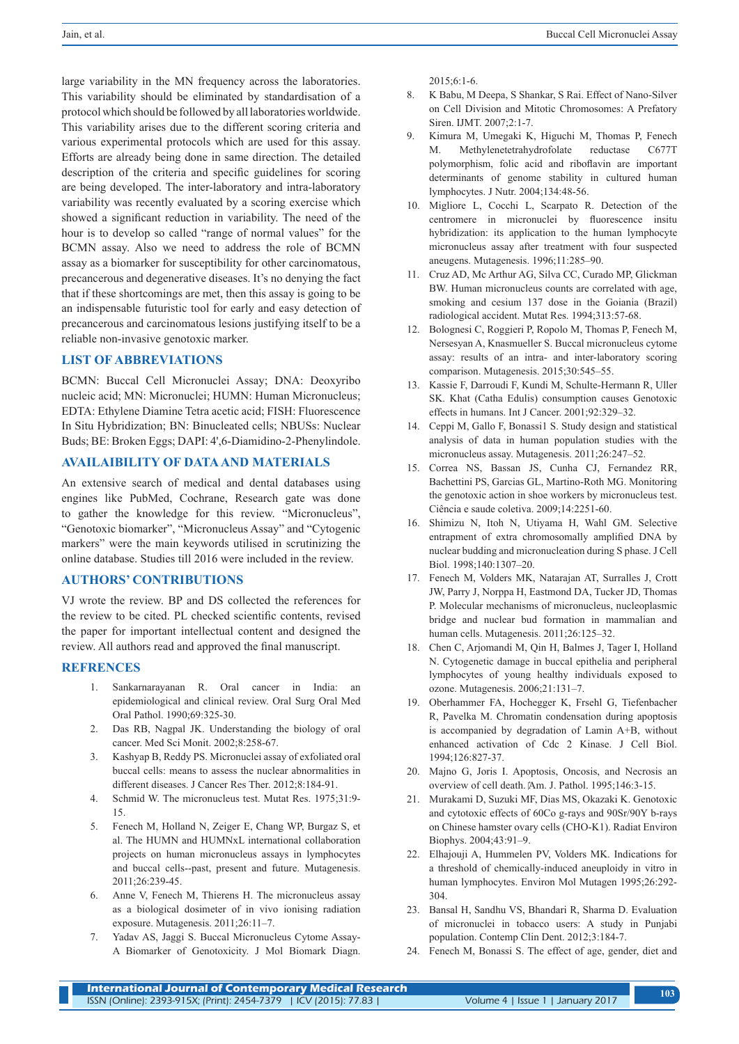large variability in the MN frequency across the laboratories. This variability should be eliminated by standardisation of a protocol which should be followed by all laboratories worldwide. This variability arises due to the different scoring criteria and various experimental protocols which are used for this assay. Efforts are already being done in same direction. The detailed description of the criteria and specific guidelines for scoring are being developed. The inter-laboratory and intra-laboratory variability was recently evaluated by a scoring exercise which showed a significant reduction in variability. The need of the hour is to develop so called "range of normal values" for the BCMN assay. Also we need to address the role of BCMN assay as a biomarker for susceptibility for other carcinomatous, precancerous and degenerative diseases. It's no denying the fact that if these shortcomings are met, then this assay is going to be an indispensable futuristic tool for early and easy detection of precancerous and carcinomatous lesions justifying itself to be a reliable non-invasive genotoxic marker.

## LIST OF ABBREVIATIONS

BCMN: Buccal Cell Micronuclei Assay; DNA: Deoxyribo nucleic acid; MN: Micronuclei; HUMN: Human Micronucleus; EDTA: Ethylene Diamine Tetra acetic acid; FISH: Fluorescence In Situ Hybridization; BN: Binucleated cells; NBUSs: Nuclear Buds; BE: Broken Eggs; DAPI: 4',6-Diamidino-2-Phenylindole.

## AVAILAIBILITY OF DATA AND MATERIALS

An extensive search of medical and dental databases using engines like PubMed, Cochrane, Research gate was done to gather the knowledge for this review. "Micronucleus", "Genotoxic biomarker", "Micronucleus Assay" and "Cytogenic markers" were the main keywords utilised in scrutinizing the online database. Studies till 2016 were included in the review.

## AUTHORS' CONTRIBUTIONS

VJ wrote the review. BP and DS collected the references for the review to be cited. PL checked scientific contents, revised the paper for important intellectual content and designed the review. All authors read and approved the final manuscript.

## REFRENCES

1. Sankarnarayanan R. Oral cancer in India: an epidemiological and clinical review. Oral Surg Oral Med Oral Pathol. 1990;69:325-30.
2. Das RB, Nagpal JK. Understanding the biology of oral cancer. Med Sci Monit. 2002;8:258-67.
3. Kashyap B, Reddy PS. Micronuclei assay of exfoliated oral buccal cells: means to assess the nuclear abnormalities in different diseases. J Cancer Res Ther. 2012;8:184-91.
4. Schmid W. The micronucleus test. Mutat Res. 1975;31:9-15.
5. Fenech M, Holland N, Zeiger E, Chang WP, Burgaz S, et al. The HUMN and HUMNxL international collaboration projects on human micronucleus assays in lymphocytes and buccal cells--past, present and future. Mutagenesis. 2011;26:239-45.
6. Anne V, Fenech M, Thierens H. The micronucleus assay as a biological dosimeter of in vivo ionising radiation exposure. Mutagenesis. 2011;26:11–7.
7. Yadav AS, Jaggi S. Buccal Micronucleus Cytome Assay- A Biomarker of Genotoxicity. J Mol Biomark Diagn. 2015;6:1-6.
8. K Babu, M Deepa, S Shankar, S Rai. Effect of Nano-Silver on Cell Division and Mitotic Chromosomes: A Prefatory Siren. IJMT. 2007;2:1-7.
9. Kimura M, Umegaki K, Higuchi M, Thomas P, Fenech M. Methylenetetrahydrofolate reductase C677T polymorphism, folic acid and riboflavin are important determinants of genome stability in cultured human lymphocytes. J Nutr. 2004;134:48-56.
10. Migliore L, Cocchi L, Scarpato R. Detection of the centromere in micronuclei by fluorescence insitu hybridization: its application to the human lymphocyte micronucleus assay after treatment with four suspected aneugens. Mutagenesis. 1996;11:285–90.
11. Cruz AD, Mc Arthur AG, Silva CC, Curado MP, Glickman BW. Human micronucleus counts are correlated with age, smoking and cesium 137 dose in the Goiania (Brazil) radiological accident. Mutat Res. 1994;313:57-68.
12. Bolognesi C, Roggieri P, Ropolo M, Thomas P, Fenech M, Nersesyan A, Knasmueller S. Buccal micronucleus cytome assay: results of an intra- and inter-laboratory scoring comparison. Mutagenesis. 2015;30:545–55.
13. Kassie F, Darroudi F, Kundi M, Schulte-Hermann R, Uller SK. Khat (Catha Edulis) consumption causes Genotoxic effects in humans. Int J Cancer. 2001;92:329–32.
14. Ceppi M, Gallo F, Bonassi1 S. Study design and statistical analysis of data in human population studies with the micronucleus assay. Mutagenesis. 2011;26:247–52.
15. Correa NS, Bassan JS, Cunha CJ, Fernandez RR, Bachettini PS, Garcias GL, Martino-Roth MG. Monitoring the genotoxic action in shoe workers by micronucleus test. Ciência e saude coletiva. 2009;14:2251-60.
16. Shimizu N, Itoh N, Utiyama H, Wahl GM. Selective entrapment of extra chromosomally amplified DNA by nuclear budding and micronucleation during S phase. J Cell Biol. 1998;140:1307–20.
17. Fenech M, Volders MK, Natarajan AT, Surralles J, Crott JW, Parry J, Norppa H, Eastmond DA, Tucker JD, Thomas P. Molecular mechanisms of micronucleus, nucleoplasmic bridge and nuclear bud formation in mammalian and human cells. Mutagenesis. 2011;26:125–32.
18. Chen C, Arjomandi M, Qin H, Balmes J, Tager I, Holland N. Cytogenetic damage in buccal epithelia and peripheral lymphocytes of young healthy individuals exposed to ozone. Mutagenesis. 2006;21:131–7.
19. Oberhammer FA, Hochegger K, Frsehl G, Tiefenbacher R, Pavelka M. Chromatin condensation during apoptosis is accompanied by degradation of Lamin A+B, without enhanced activation of Cdc 2 Kinase. J Cell Biol. 1994;126:827-37.
20. Majno G, Joris I. Apoptosis, Oncosis, and Necrosis an overview of cell death. Am. J. Pathol. 1995;146:3-15.
21. Murakami D, Suzuki MF, Dias MS, Okazaki K. Genotoxic and cytotoxic effects of 60Co g-rays and 90Sr/90Y b-rays on Chinese hamster ovary cells (CHO-K1). Radiat Environ Biophys. 2004;43:91–9.
22. Elhajouji A, Hummelen PV, Volders MK. Indications for a threshold of chemically-induced aneuploidy in vitro in human lymphocytes. Environ Mol Mutagen 1995;26:292-304.
23. Bansal H, Sandhu VS, Bhandari R, Sharma D. Evaluation of micronuclei in tobacco users: A study in Punjabi population. Contemp Clin Dent. 2012;3:184-7.
24. Fenech M, Bonassi S. The effect of age, gender, diet and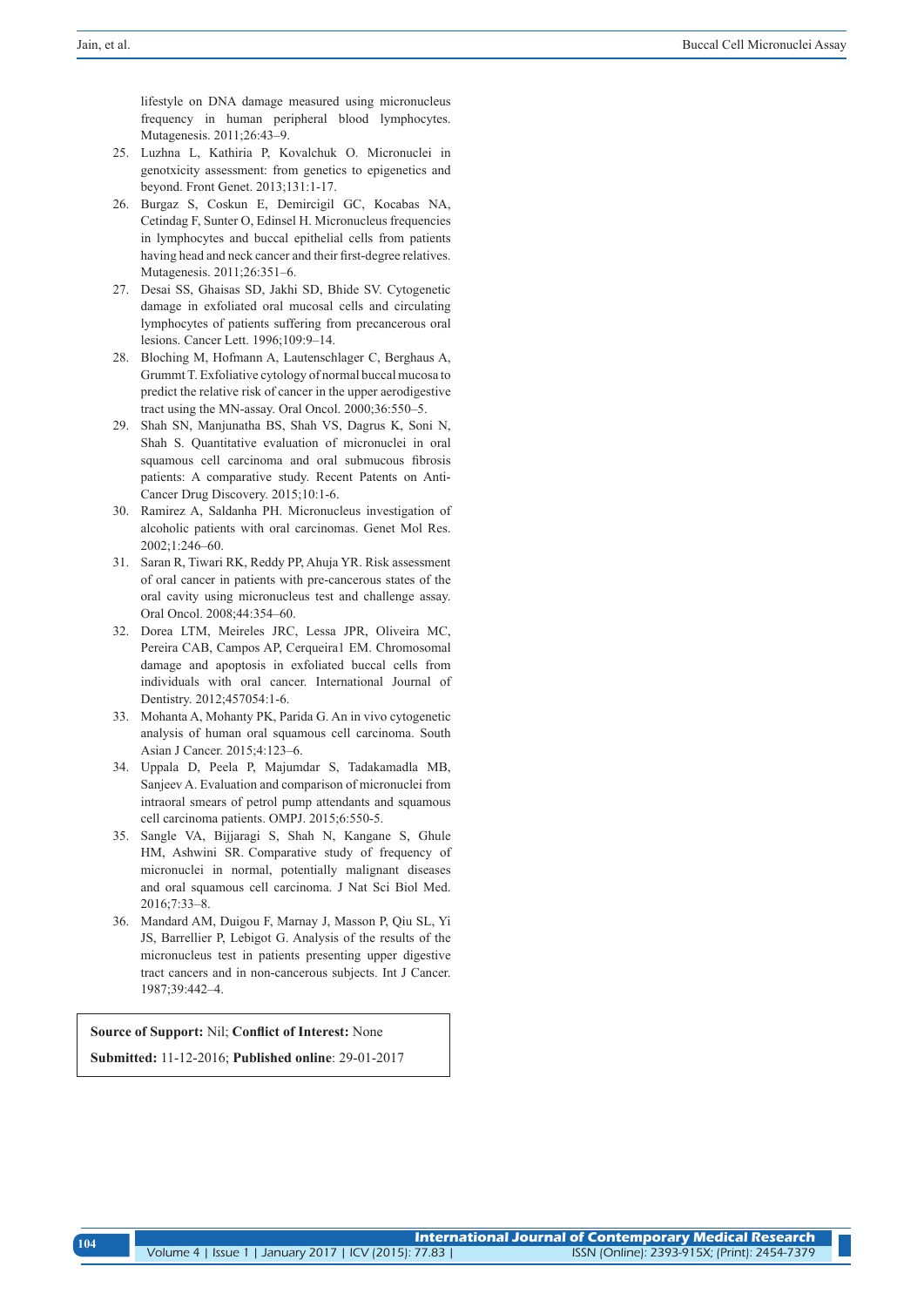lifestyle on DNA damage measured using micronucleus frequency in human peripheral blood lymphocytes. Mutagenesis. 2011;26:43–9.

25. Luzhna L, Kathiria P, Kovalchuk O. Micronuclei in genotxicity assessment: from genetics to epigenetics and beyond. Front Genet. 2013;131:1-17.
26. Burgaz S, Coskun E, Demircigil GC, Kocabas NA, Cetindag F, Sunter O, Edinsel H. Micronucleus frequencies in lymphocytes and buccal epithelial cells from patients having head and neck cancer and their first-degree relatives. Mutagenesis. 2011;26:351–6.
27. Desai SS, Ghaisas SD, Jakhi SD, Bhide SV. Cytogenetic damage in exfoliated oral mucosal cells and circulating lymphocytes of patients suffering from precancerous oral lesions. Cancer Lett. 1996;109:9–14.
28. Bloching M, Hofmann A, Lautenschlager C, Berghaus A, Grummt T. Exfoliative cytology of normal buccal mucosa to predict the relative risk of cancer in the upper aerodigestive tract using the MN-assay. Oral Oncol. 2000;36:550–5.
29. Shah SN, Manjunatha BS, Shah VS, Dagrus K, Soni N, Shah S. Quantitative evaluation of micronuclei in oral squamous cell carcinoma and oral submucous fibrosis patients: A comparative study. Recent Patents on Anti-Cancer Drug Discovery. 2015;10:1-6.
30. Ramirez A, Saldanha PH. Micronucleus investigation of alcoholic patients with oral carcinomas. Genet Mol Res. 2002;1:246–60.
31. Saran R, Tiwari RK, Reddy PP, Ahuja YR. Risk assessment of oral cancer in patients with pre-cancerous states of the oral cavity using micronucleus test and challenge assay. Oral Oncol. 2008;44:354–60.
32. Dorea LTM, Meireles JRC, Lessa JPR, Oliveira MC, Pereira CAB, Campos AP, Cerqueira1 EM. Chromosomal damage and apoptosis in exfoliated buccal cells from individuals with oral cancer. International Journal of Dentistry. 2012;457054:1-6.
33. Mohanta A, Mohanty PK, Parida G. An in vivo cytogenetic analysis of human oral squamous cell carcinoma. South Asian J Cancer. 2015;4:123–6.
34. Uppala D, Peela P, Majumdar S, Tadakamadla MB, Sanjeev A. Evaluation and comparison of micronuclei from intraoral smears of petrol pump attendants and squamous cell carcinoma patients. OMPJ. 2015;6:550-5.
35. Sangle VA, Bijjaragi S, Shah N, Kangane S, Ghule HM, Ashwini SR. Comparative study of frequency of micronuclei in normal, potentially malignant diseases and oral squamous cell carcinoma. J Nat Sci Biol Med. 2016;7:33–8.
36. Mandard AM, Duigou F, Marnay J, Masson P, Qiu SL, Yi JS, Barrellier P, Lebigot G. Analysis of the results of the micronucleus test in patients presenting upper digestive tract cancers and in non-cancerous subjects. Int J Cancer. 1987;39:442–4.

**Source of Support:** Nil; **Conflict of Interest:** None

**Submitted:** 11-12-2016; **Published online**: 29-01-2017